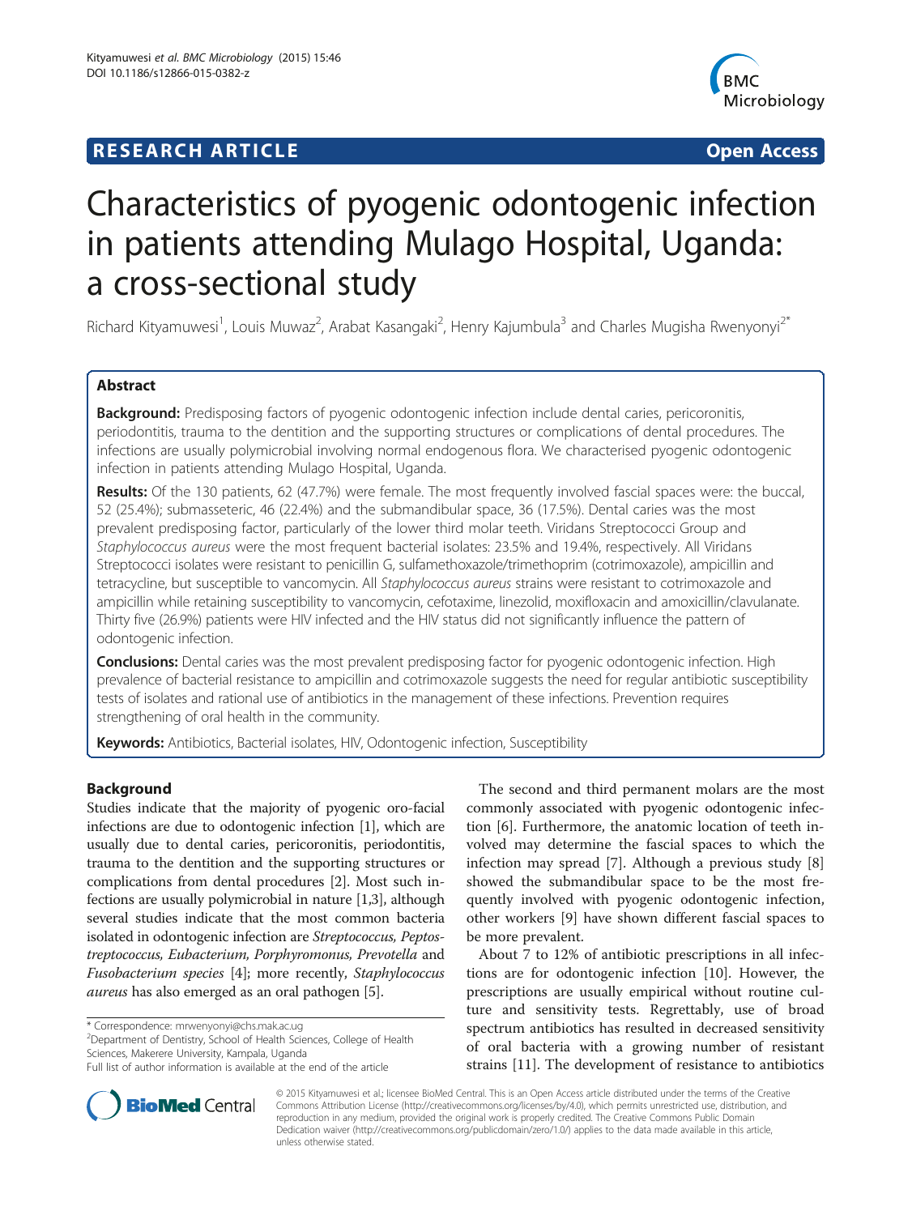RESEARCH ARTICLE Open Access

# Characteristics of pyogenic odontogenic infection in patients attending Mulago Hospital, Uganda: a cross-sectional study

Richard Kityamuwesi[1], Louis Muwaz[2], Arabat Kasangaki[2], Henry Kajumbula[3] and Charles Mugisha Rwenyonyi[2*]

## Abstract

**Background:** Predisposing factors of pyogenic odontogenic infection include dental caries, pericoronitis, periodontitis, trauma to the dentition and the supporting structures or complications of dental procedures. The infections are usually polymicrobial involving normal endogenous flora. We characterised pyogenic odontogenic infection in patients attending Mulago Hospital, Uganda.

**Results:** Of the 130 patients, 62 (47.7%) were female. The most frequently involved fascial spaces were: the buccal, 52 (25.4%); submasseteric, 46 (22.4%) and the submandibular space, 36 (17.5%). Dental caries was the most prevalent predisposing factor, particularly of the lower third molar teeth. Viridans Streptococci Group and *Staphylococcus aureus* were the most frequent bacterial isolates: 23.5% and 19.4%, respectively. All Viridans Streptococci isolates were resistant to penicillin G, sulfamethoxazole/trimethoprim (cotrimoxazole), ampicillin and tetracycline, but susceptible to vancomycin. All *Staphylococcus aureus* strains were resistant to cotrimoxazole and ampicillin while retaining susceptibility to vancomycin, cefotaxime, linezolid, moxifloxacin and amoxicillin/clavulanate. Thirty five (26.9%) patients were HIV infected and the HIV status did not significantly influence the pattern of odontogenic infection.

**Conclusions:** Dental caries was the most prevalent predisposing factor for pyogenic odontogenic infection. High prevalence of bacterial resistance to ampicillin and cotrimoxazole suggests the need for regular antibiotic susceptibility tests of isolates and rational use of antibiotics in the management of these infections. Prevention requires strengthening of oral health in the community.

**Keywords:** Antibiotics, Bacterial isolates, HIV, Odontogenic infection, Susceptibility

## Background

Studies indicate that the majority of pyogenic oro-facial infections are due to odontogenic infection [1], which are usually due to dental caries, pericoronitis, periodontitis, trauma to the dentition and the supporting structures or complications from dental procedures [2]. Most such infections are usually polymicrobial in nature [1,3], although several studies indicate that the most common bacteria isolated in odontogenic infection are *Streptococcus, Peptostreptococcus, Eubacterium, Porphyromonus, Prevotella* and *Fusobacterium species* [4]; more recently, *Staphylococcus aureus* has also emerged as an oral pathogen [5].

The second and third permanent molars are the most commonly associated with pyogenic odontogenic infection [6]. Furthermore, the anatomic location of teeth involved may determine the fascial spaces to which the infection may spread [7]. Although a previous study [8] showed the submandibular space to be the most frequently involved with pyogenic odontogenic infection, other workers [9] have shown different fascial spaces to be more prevalent.

About 7 to 12% of antibiotic prescriptions in all infections are for odontogenic infection [10]. However, the prescriptions are usually empirical without routine culture and sensitivity tests. Regrettably, use of broad spectrum antibiotics has resulted in decreased sensitivity of oral bacteria with a growing number of resistant strains [11]. The development of resistance to antibiotics

\* Correspondence: mrwenyonyi@chs.mak.ac.ug
[2]Department of Dentistry, School of Health Sciences, College of Health Sciences, Makerere University, Kampala, Uganda
Full list of author information is available at the end of the article

© 2015 Kityamuwesi et al.; licensee BioMed Central. This is an Open Access article distributed under the terms of the Creative Commons Attribution License (http://creativecommons.org/licenses/by/4.0), which permits unrestricted use, distribution, and reproduction in any medium, provided the original work is properly credited. The Creative Commons Public Domain Dedication waiver (http://creativecommons.org/publicdomain/zero/1.0/) applies to the data made available in this article, unless otherwise stated.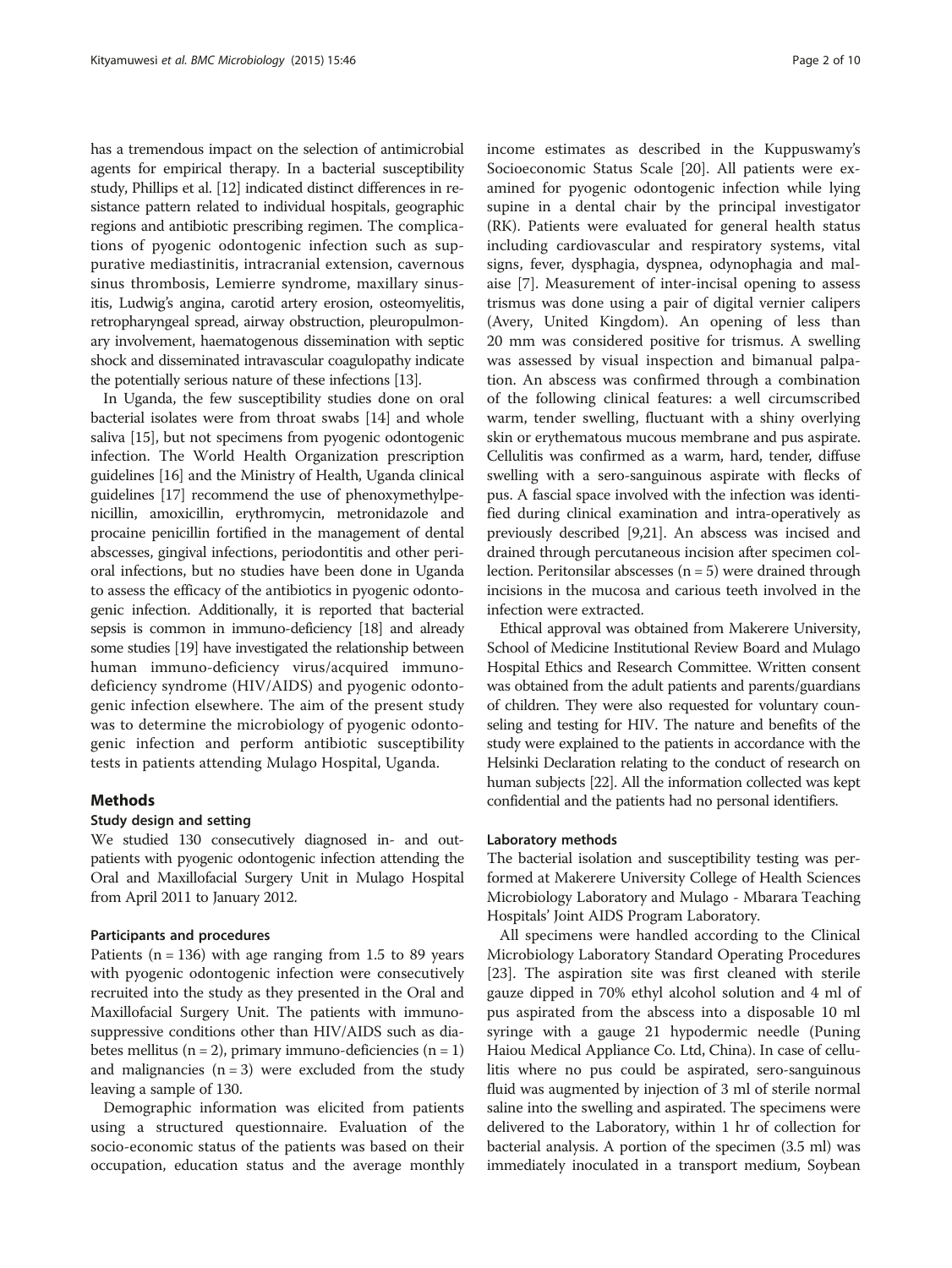has a tremendous impact on the selection of antimicrobial agents for empirical therapy. In a bacterial susceptibility study, Phillips et al. [12] indicated distinct differences in resistance pattern related to individual hospitals, geographic regions and antibiotic prescribing regimen. The complications of pyogenic odontogenic infection such as suppurative mediastinitis, intracranial extension, cavernous sinus thrombosis, Lemierre syndrome, maxillary sinusitis, Ludwig's angina, carotid artery erosion, osteomyelitis, retropharyngeal spread, airway obstruction, pleuropulmonary involvement, haematogenous dissemination with septic shock and disseminated intravascular coagulopathy indicate the potentially serious nature of these infections [13].

In Uganda, the few susceptibility studies done on oral bacterial isolates were from throat swabs [14] and whole saliva [15], but not specimens from pyogenic odontogenic infection. The World Health Organization prescription guidelines [16] and the Ministry of Health, Uganda clinical guidelines [17] recommend the use of phenoxymethylpenicillin, amoxicillin, erythromycin, metronidazole and procaine penicillin fortified in the management of dental abscesses, gingival infections, periodontitis and other perioral infections, but no studies have been done in Uganda to assess the efficacy of the antibiotics in pyogenic odontogenic infection. Additionally, it is reported that bacterial sepsis is common in immuno-deficiency [18] and already some studies [19] have investigated the relationship between human immuno-deficiency virus/acquired immunodeficiency syndrome (HIV/AIDS) and pyogenic odontogenic infection elsewhere. The aim of the present study was to determine the microbiology of pyogenic odontogenic infection and perform antibiotic susceptibility tests in patients attending Mulago Hospital, Uganda.

## Methods

### Study design and setting

We studied 130 consecutively diagnosed in- and outpatients with pyogenic odontogenic infection attending the Oral and Maxillofacial Surgery Unit in Mulago Hospital from April 2011 to January 2012.

#### Participants and procedures

Patients (n = 136) with age ranging from 1.5 to 89 years with pyogenic odontogenic infection were consecutively recruited into the study as they presented in the Oral and Maxillofacial Surgery Unit. The patients with immunosuppressive conditions other than HIV/AIDS such as diabetes mellitus (n = 2), primary immuno-deficiencies (n = 1) and malignancies (n = 3) were excluded from the study leaving a sample of 130.

Demographic information was elicited from patients using a structured questionnaire. Evaluation of the socio-economic status of the patients was based on their occupation, education status and the average monthly income estimates as described in the Kuppuswamy's Socioeconomic Status Scale [20]. All patients were examined for pyogenic odontogenic infection while lying supine in a dental chair by the principal investigator (RK). Patients were evaluated for general health status including cardiovascular and respiratory systems, vital signs, fever, dysphagia, dyspnea, odynophagia and malaise [7]. Measurement of inter-incisal opening to assess trismus was done using a pair of digital vernier calipers (Avery, United Kingdom). An opening of less than 20 mm was considered positive for trismus. A swelling was assessed by visual inspection and bimanual palpation. An abscess was confirmed through a combination of the following clinical features: a well circumscribed warm, tender swelling, fluctuant with a shiny overlying skin or erythematous mucous membrane and pus aspirate. Cellulitis was confirmed as a warm, hard, tender, diffuse swelling with a sero-sanguinous aspirate with flecks of pus. A fascial space involved with the infection was identified during clinical examination and intra-operatively as previously described [9,21]. An abscess was incised and drained through percutaneous incision after specimen collection. Peritonsilar abscesses (n = 5) were drained through incisions in the mucosa and carious teeth involved in the infection were extracted.

Ethical approval was obtained from Makerere University, School of Medicine Institutional Review Board and Mulago Hospital Ethics and Research Committee. Written consent was obtained from the adult patients and parents/guardians of children. They were also requested for voluntary counseling and testing for HIV. The nature and benefits of the study were explained to the patients in accordance with the Helsinki Declaration relating to the conduct of research on human subjects [22]. All the information collected was kept confidential and the patients had no personal identifiers.

#### Laboratory methods

The bacterial isolation and susceptibility testing was performed at Makerere University College of Health Sciences Microbiology Laboratory and Mulago - Mbarara Teaching Hospitals' Joint AIDS Program Laboratory.

All specimens were handled according to the Clinical Microbiology Laboratory Standard Operating Procedures [23]. The aspiration site was first cleaned with sterile gauze dipped in 70% ethyl alcohol solution and 4 ml of pus aspirated from the abscess into a disposable 10 ml syringe with a gauge 21 hypodermic needle (Puning Haiou Medical Appliance Co. Ltd, China). In case of cellulitis where no pus could be aspirated, sero-sanguinous fluid was augmented by injection of 3 ml of sterile normal saline into the swelling and aspirated. The specimens were delivered to the Laboratory, within 1 hr of collection for bacterial analysis. A portion of the specimen (3.5 ml) was immediately inoculated in a transport medium, Soybean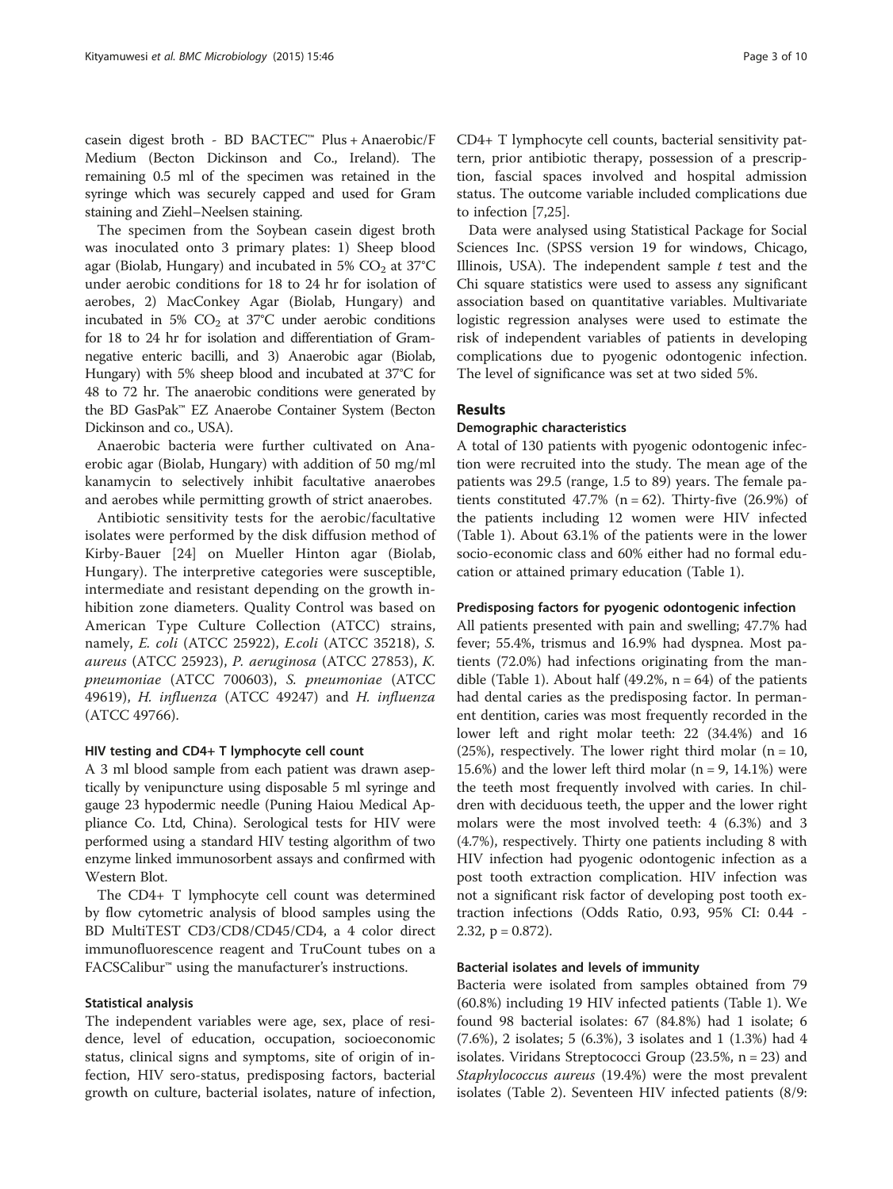casein digest broth - BD BACTEC™ Plus + Anaerobic/F Medium (Becton Dickinson and Co., Ireland). The remaining 0.5 ml of the specimen was retained in the syringe which was securely capped and used for Gram staining and Ziehl–Neelsen staining.

The specimen from the Soybean casein digest broth was inoculated onto 3 primary plates: 1) Sheep blood agar (Biolab, Hungary) and incubated in 5% $CO_2$ at 37°C under aerobic conditions for 18 to 24 hr for isolation of aerobes, 2) MacConkey Agar (Biolab, Hungary) and incubated in 5% $CO_2$ at 37°C under aerobic conditions for 18 to 24 hr for isolation and differentiation of Gram-negative enteric bacilli, and 3) Anaerobic agar (Biolab, Hungary) with 5% sheep blood and incubated at 37°C for 48 to 72 hr. The anaerobic conditions were generated by the BD GasPak™ EZ Anaerobe Container System (Becton Dickinson and co., USA).

Anaerobic bacteria were further cultivated on Anaerobic agar (Biolab, Hungary) with addition of 50 mg/ml kanamycin to selectively inhibit facultative anaerobes and aerobes while permitting growth of strict anaerobes.

Antibiotic sensitivity tests for the aerobic/facultative isolates were performed by the disk diffusion method of Kirby-Bauer [24] on Mueller Hinton agar (Biolab, Hungary). The interpretive categories were susceptible, intermediate and resistant depending on the growth inhibition zone diameters. Quality Control was based on American Type Culture Collection (ATCC) strains, namely, *E. coli* (ATCC 25922), *E.coli* (ATCC 35218), *S. aureus* (ATCC 25923), *P. aeruginosa* (ATCC 27853), *K. pneumoniae* (ATCC 700603), *S. pneumoniae* (ATCC 49619), *H. influenza* (ATCC 49247) and *H. influenza* (ATCC 49766).

#### HIV testing and CD4+ T lymphocyte cell count

A 3 ml blood sample from each patient was drawn aseptically by venipuncture using disposable 5 ml syringe and gauge 23 hypodermic needle (Puning Haiou Medical Appliance Co. Ltd, China). Serological tests for HIV were performed using a standard HIV testing algorithm of two enzyme linked immunosorbent assays and confirmed with Western Blot.

The CD4+ T lymphocyte cell count was determined by flow cytometric analysis of blood samples using the BD MultiTEST CD3/CD8/CD45/CD4, a 4 color direct immunofluorescence reagent and TruCount tubes on a FACSCalibur™ using the manufacturer's instructions.

#### Statistical analysis

The independent variables were age, sex, place of residence, level of education, occupation, socioeconomic status, clinical signs and symptoms, site of origin of infection, HIV sero-status, predisposing factors, bacterial growth on culture, bacterial isolates, nature of infection, CD4+ T lymphocyte cell counts, bacterial sensitivity pattern, prior antibiotic therapy, possession of a prescription, fascial spaces involved and hospital admission status. The outcome variable included complications due to infection [7,25].

Data were analysed using Statistical Package for Social Sciences Inc. (SPSS version 19 for windows, Chicago, Illinois, USA). The independent sample *t* test and the Chi square statistics were used to assess any significant association based on quantitative variables. Multivariate logistic regression analyses were used to estimate the risk of independent variables of patients in developing complications due to pyogenic odontogenic infection. The level of significance was set at two sided 5%.

## Results

### Demographic characteristics

A total of 130 patients with pyogenic odontogenic infection were recruited into the study. The mean age of the patients was 29.5 (range, 1.5 to 89) years. The female patients constituted 47.7% (n = 62). Thirty-five (26.9%) of the patients including 12 women were HIV infected (Table 1). About 63.1% of the patients were in the lower socio-economic class and 60% either had no formal education or attained primary education (Table 1).

#### Predisposing factors for pyogenic odontogenic infection

All patients presented with pain and swelling; 47.7% had fever; 55.4%, trismus and 16.9% had dyspnea. Most patients (72.0%) had infections originating from the mandible (Table 1). About half (49.2%, n = 64) of the patients had dental caries as the predisposing factor. In permanent dentition, caries was most frequently recorded in the lower left and right molar teeth: 22 (34.4%) and 16 (25%), respectively. The lower right third molar (n = 10, 15.6%) and the lower left third molar (n = 9, 14.1%) were the teeth most frequently involved with caries. In children with deciduous teeth, the upper and the lower right molars were the most involved teeth: 4 (6.3%) and 3 (4.7%), respectively. Thirty one patients including 8 with HIV infection had pyogenic odontogenic infection as a post tooth extraction complication. HIV infection was not a significant risk factor of developing post tooth extraction infections (Odds Ratio, 0.93, 95% CI: 0.44 - 2.32, p = 0.872).

#### Bacterial isolates and levels of immunity

Bacteria were isolated from samples obtained from 79 (60.8%) including 19 HIV infected patients (Table 1). We found 98 bacterial isolates: 67 (84.8%) had 1 isolate; 6 (7.6%), 2 isolates; 5 (6.3%), 3 isolates and 1 (1.3%) had 4 isolates. Viridans Streptococci Group (23.5%, n = 23) and *Staphylococcus aureus* (19.4%) were the most prevalent isolates (Table 2). Seventeen HIV infected patients (8/9: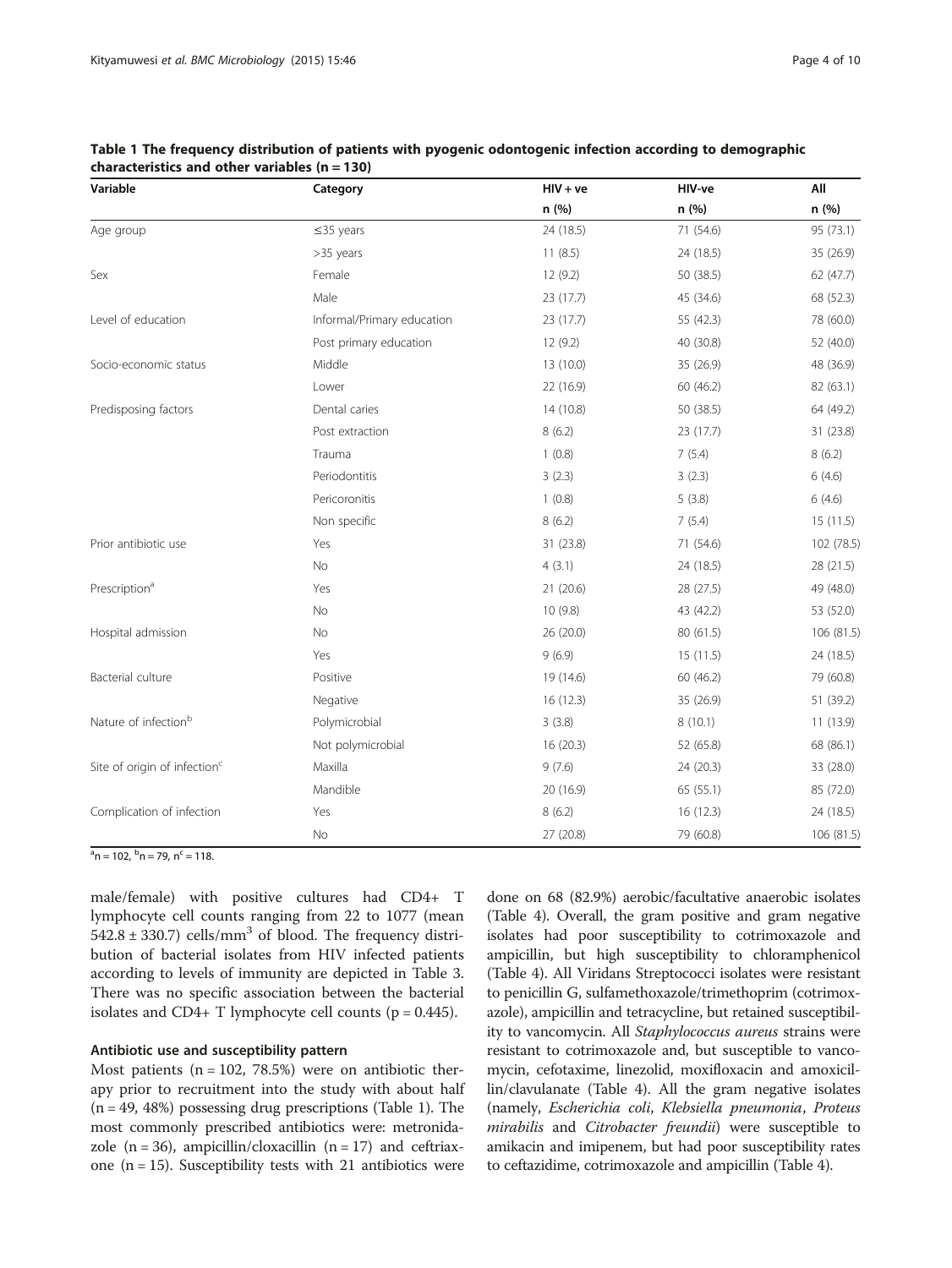**Table 1 The frequency distribution of patients with pyogenic odontogenic infection according to demographic characteristics and other variables (n = 130)**

| Variable | Category | HIV + ve | HIV-ve | All |
|---|---|---|---|---|
| | | n (%) | n (%) | n (%) |
| Age group | ≤35 years | 24 (18.5) | 71 (54.6) | 95 (73.1) |
| | >35 years | 11 (8.5) | 24 (18.5) | 35 (26.9) |
| Sex | Female | 12 (9.2) | 50 (38.5) | 62 (47.7) |
| | Male | 23 (17.7) | 45 (34.6) | 68 (52.3) |
| Level of education | Informal/Primary education | 23 (17.7) | 55 (42.3) | 78 (60.0) |
| | Post primary education | 12 (9.2) | 40 (30.8) | 52 (40.0) |
| Socio-economic status | Middle | 13 (10.0) | 35 (26.9) | 48 (36.9) |
| | Lower | 22 (16.9) | 60 (46.2) | 82 (63.1) |
| Predisposing factors | Dental caries | 14 (10.8) | 50 (38.5) | 64 (49.2) |
| | Post extraction | 8 (6.2) | 23 (17.7) | 31 (23.8) |
| | Trauma | 1 (0.8) | 7 (5.4) | 8 (6.2) |
| | Periodontitis | 3 (2.3) | 3 (2.3) | 6 (4.6) |
| | Pericoronitis | 1 (0.8) | 5 (3.8) | 6 (4.6) |
| | Non specific | 8 (6.2) | 7 (5.4) | 15 (11.5) |
| Prior antibiotic use | Yes | 31 (23.8) | 71 (54.6) | 102 (78.5) |
| | No | 4 (3.1) | 24 (18.5) | 28 (21.5) |
| Prescription[a] | Yes | 21 (20.6) | 28 (27.5) | 49 (48.0) |
| | No | 10 (9.8) | 43 (42.2) | 53 (52.0) |
| Hospital admission | No | 26 (20.0) | 80 (61.5) | 106 (81.5) |
| | Yes | 9 (6.9) | 15 (11.5) | 24 (18.5) |
| Bacterial culture | Positive | 19 (14.6) | 60 (46.2) | 79 (60.8) |
| | Negative | 16 (12.3) | 35 (26.9) | 51 (39.2) |
| Nature of infection[b] | Polymicrobial | 3 (3.8) | 8 (10.1) | 11 (13.9) |
| | Not polymicrobial | 16 (20.3) | 52 (65.8) | 68 (86.1) |
| Site of origin of infection[c] | Maxilla | 9 (7.6) | 24 (20.3) | 33 (28.0) |
| | Mandible | 20 (16.9) | 65 (55.1) | 85 (72.0) |
| Complication of infection | Yes | 8 (6.2) | 16 (12.3) | 24 (18.5) |
| | No | 27 (20.8) | 79 (60.8) | 106 (81.5) |

[a]n = 102, [b]n = 79, n[c] = 118.

male/female) with positive cultures had CD4+ T lymphocyte cell counts ranging from 22 to 1077 (mean 542.8 ± 330.7) cells/mm$^3$ of blood. The frequency distribution of bacterial isolates from HIV infected patients according to levels of immunity are depicted in Table 3. There was no specific association between the bacterial isolates and CD4+ T lymphocyte cell counts (p = 0.445).

### Antibiotic use and susceptibility pattern

Most patients (n = 102, 78.5%) were on antibiotic therapy prior to recruitment into the study with about half (n = 49, 48%) possessing drug prescriptions (Table 1). The most commonly prescribed antibiotics were: metronidazole (n = 36), ampicillin/cloxacillin (n = 17) and ceftriaxone (n = 15). Susceptibility tests with 21 antibiotics were done on 68 (82.9%) aerobic/facultative anaerobic isolates (Table 4). Overall, the gram positive and gram negative isolates had poor susceptibility to cotrimoxazole and ampicillin, but high susceptibility to chloramphenicol (Table 4). All Viridans Streptococci isolates were resistant to penicillin G, sulfamethoxazole/trimethoprim (cotrimoxazole), ampicillin and tetracycline, but retained susceptibility to vancomycin. All *Staphylococcus aureus* strains were resistant to cotrimoxazole and, but susceptible to vancomycin, cefotaxime, linezolid, moxifloxacin and amoxicillin/clavulanate (Table 4). All the gram negative isolates (namely, *Escherichia coli*, *Klebsiella pneumonia*, *Proteus mirabilis* and *Citrobacter freundii*) were susceptible to amikacin and imipenem, but had poor susceptibility rates to ceftazidime, cotrimoxazole and ampicillin (Table 4).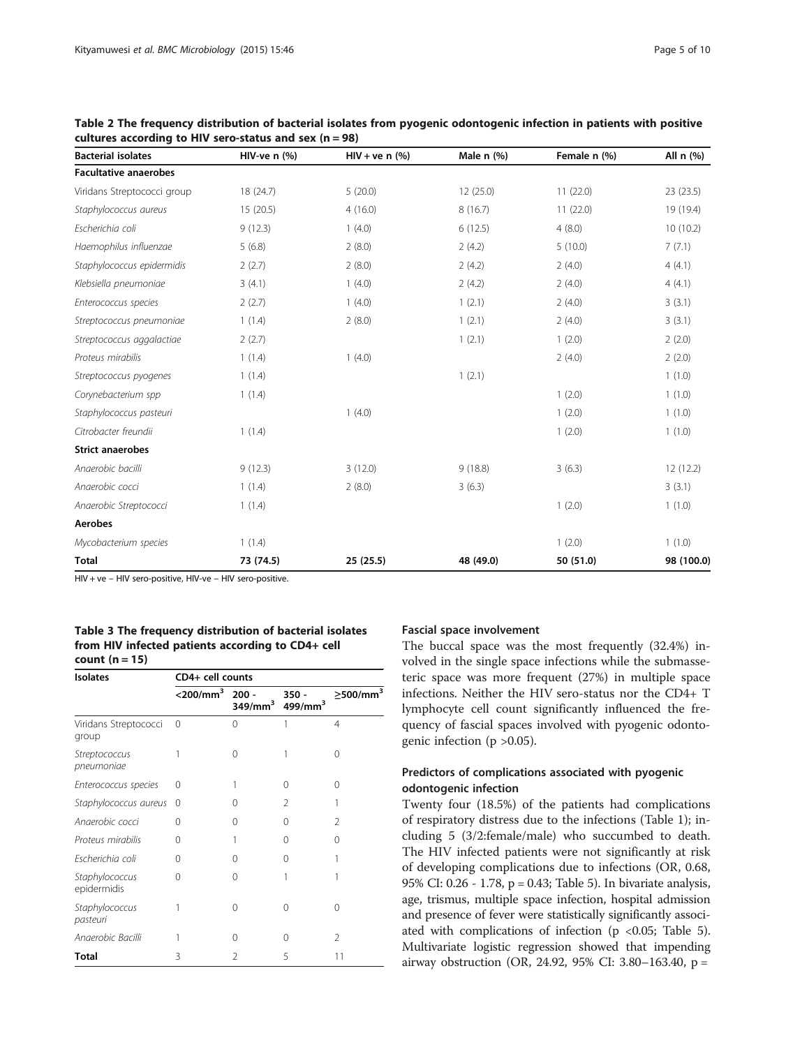**Table 2 The frequency distribution of bacterial isolates from pyogenic odontogenic infection in patients with positive cultures according to HIV sero-status and sex (n = 98)**

| Bacterial isolates | HIV-ve n (%) | HIV + ve n (%) | Male n (%) | Female n (%) | All n (%) |
|---|---|---|---|---|---|
| **Facultative anaerobes** | | | | | |
| *Viridans Streptococci group* | 18 (24.7) | 5 (20.0) | 12 (25.0) | 11 (22.0) | 23 (23.5) |
| *Staphylococcus aureus* | 15 (20.5) | 4 (16.0) | 8 (16.7) | 11 (22.0) | 19 (19.4) |
| *Escherichia coli* | 9 (12.3) | 1 (4.0) | 6 (12.5) | 4 (8.0) | 10 (10.2) |
| *Haemophilus influenzae* | 5 (6.8) | 2 (8.0) | 2 (4.2) | 5 (10.0) | 7 (7.1) |
| *Staphylococcus epidermidis* | 2 (2.7) | 2 (8.0) | 2 (4.2) | 2 (4.0) | 4 (4.1) |
| *Klebsiella pneumoniae* | 3 (4.1) | 1 (4.0) | 2 (4.2) | 2 (4.0) | 4 (4.1) |
| *Enterococcus species* | 2 (2.7) | 1 (4.0) | 1 (2.1) | 2 (4.0) | 3 (3.1) |
| *Streptococcus pneumoniae* | 1 (1.4) | 2 (8.0) | 1 (2.1) | 2 (4.0) | 3 (3.1) |
| *Streptococcus aggalactiae* | 2 (2.7) | | 1 (2.1) | 1 (2.0) | 2 (2.0) |
| *Proteus mirabilis* | 1 (1.4) | 1 (4.0) | | 2 (4.0) | 2 (2.0) |
| *Streptococcus pyogenes* | 1 (1.4) | | 1 (2.1) | | 1 (1.0) |
| *Corynebacterium spp* | 1 (1.4) | | | 1 (2.0) | 1 (1.0) |
| *Staphylococcus pasteuri* | | 1 (4.0) | | 1 (2.0) | 1 (1.0) |
| *Citrobacter freundii* | 1 (1.4) | | | 1 (2.0) | 1 (1.0) |
| **Strict anaerobes** | | | | | |
| *Anaerobic bacilli* | 9 (12.3) | 3 (12.0) | 9 (18.8) | 3 (6.3) | 12 (12.2) |
| *Anaerobic cocci* | 1 (1.4) | 2 (8.0) | 3 (6.3) | | 3 (3.1) |
| *Anaerobic Streptococci* | 1 (1.4) | | | 1 (2.0) | 1 (1.0) |
| **Aerobes** | | | | | |
| *Mycobacterium species* | 1 (1.4) | | | 1 (2.0) | 1 (1.0) |
| **Total** | 73 (74.5) | 25 (25.5) | 48 (49.0) | 50 (51.0) | 98 (100.0) |

HIV + ve – HIV sero-positive, HIV-ve – HIV sero-positive.

**Table 3 The frequency distribution of bacterial isolates from HIV infected patients according to CD4+ cell count (n = 15)**

| Isolates | CD4+ cell counts | | | |
|---|---|---|---|---|
| | <200/mm$^3$ | 200 - 349/mm$^3$ | 350 - 499/mm$^3$ | ≥500/mm$^3$ |
| Viridans Streptococci group | 0 | 0 | 1 | 4 |
| *Streptococcus pneumoniae* | 1 | 0 | 1 | 0 |
| *Enterococcus species* | 0 | 1 | 0 | 0 |
| *Staphylococcus aureus* | 0 | 0 | 2 | 1 |
| *Anaerobic cocci* | 0 | 0 | 0 | 2 |
| *Proteus mirabilis* | 0 | 1 | 0 | 0 |
| *Escherichia coli* | 0 | 0 | 0 | 1 |
| *Staphylococcus epidermidis* | 0 | 0 | 1 | 1 |
| *Staphylococcus pasteuri* | 1 | 0 | 0 | 0 |
| *Anaerobic Bacilli* | 1 | 0 | 0 | 2 |
| **Total** | 3 | 2 | 5 | 11 |

### Fascial space involvement

The buccal space was the most frequently (32.4%) involved in the single space infections while the submasseteric space was more frequent (27%) in multiple space infections. Neither the HIV sero-status nor the CD4+ T lymphocyte cell count significantly influenced the frequency of fascial spaces involved with pyogenic odontogenic infection ($p > 0.05$).

### Predictors of complications associated with pyogenic odontogenic infection

Twenty four (18.5%) of the patients had complications of respiratory distress due to the infections (Table 1); including 5 (3/2:female/male) who succumbed to death. The HIV infected patients were not significantly at risk of developing complications due to infections (OR, 0.68, 95% CI: 0.26 - 1.78, $p = 0.43$; Table 5). In bivariate analysis, age, trismus, multiple space infection, hospital admission and presence of fever were statistically significantly associated with complications of infection ($p < 0.05$; Table 5). Multivariate logistic regression showed that impending airway obstruction (OR, 24.92, 95% CI: 3.80–163.40, p =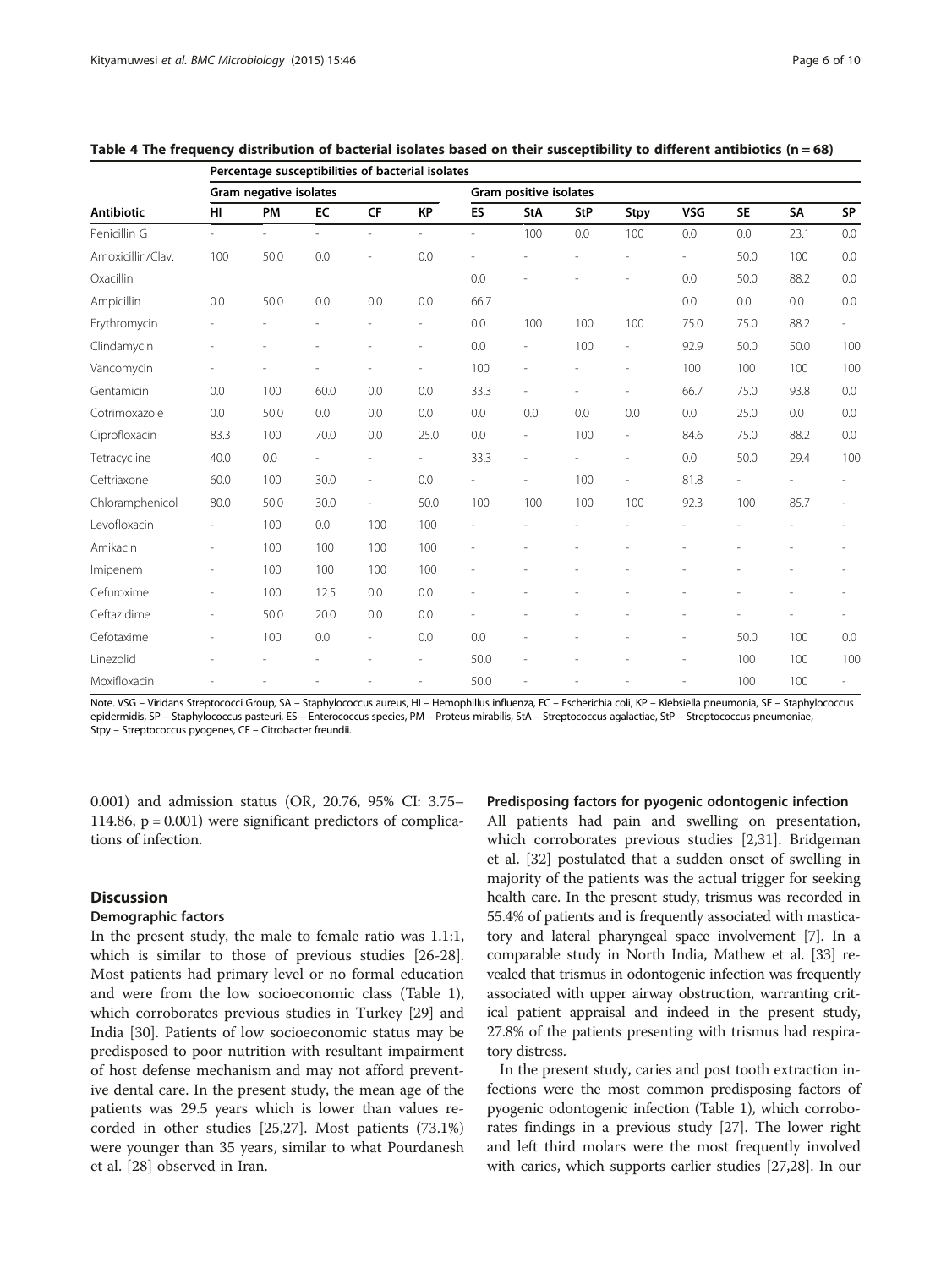**Table 4 The frequency distribution of bacterial isolates based on their susceptibility to different antibiotics (n = 68)**

| | Percentage susceptibilities of bacterial isolates | | | | | | | | | | | | |
|---|---|---|---|---|---|---|---|---|---|---|---|---|---|
| | Gram negative isolates | | | | | Gram positive isolates | | | | | | | |
| **Antibiotic** | **HI** | **PM** | **EC** | **CF** | **KP** | **ES** | **StA** | **StP** | **Stpy** | **VSG** | **SE** | **SA** | **SP** |
| Penicillin G | - | - | - | - | - | - | 100 | 0.0 | 100 | 0.0 | 0.0 | 23.1 | 0.0 |
| Amoxicillin/Clav. | 100 | 50.0 | 0.0 | - | 0.0 | - | - | - | - | - | 50.0 | 100 | 0.0 |
| Oxacillin | | | | | | 0.0 | - | - | - | 0.0 | 50.0 | 88.2 | 0.0 |
| Ampicillin | 0.0 | 50.0 | 0.0 | 0.0 | 0.0 | 66.7 | | | | 0.0 | 0.0 | 0.0 | 0.0 |
| Erythromycin | - | - | - | - | - | 0.0 | 100 | 100 | 100 | 75.0 | 75.0 | 88.2 | - |
| Clindamycin | - | - | - | - | - | 0.0 | - | 100 | - | 92.9 | 50.0 | 50.0 | 100 |
| Vancomycin | - | - | - | - | - | 100 | - | - | - | 100 | 100 | 100 | 100 |
| Gentamicin | 0.0 | 100 | 60.0 | 0.0 | 0.0 | 33.3 | - | - | - | 66.7 | 75.0 | 93.8 | 0.0 |
| Cotrimoxazole | 0.0 | 50.0 | 0.0 | 0.0 | 0.0 | 0.0 | 0.0 | 0.0 | 0.0 | 0.0 | 25.0 | 0.0 | 0.0 |
| Ciprofloxacin | 83.3 | 100 | 70.0 | 0.0 | 25.0 | 0.0 | - | 100 | - | 84.6 | 75.0 | 88.2 | 0.0 |
| Tetracycline | 40.0 | 0.0 | - | - | - | 33.3 | - | - | - | 0.0 | 50.0 | 29.4 | 100 |
| Ceftriaxone | 60.0 | 100 | 30.0 | - | 0.0 | - | - | 100 | - | 81.8 | - | - | - |
| Chloramphenicol | 80.0 | 50.0 | 30.0 | - | 50.0 | 100 | 100 | 100 | 100 | 92.3 | 100 | 85.7 | - |
| Levofloxacin | - | 100 | 0.0 | 100 | 100 | - | - | - | - | - | - | - | - |
| Amikacin | - | 100 | 100 | 100 | 100 | - | - | - | - | - | - | - | - |
| Imipenem | - | 100 | 100 | 100 | 100 | - | - | - | - | - | - | - | - |
| Cefuroxime | - | 100 | 12.5 | 0.0 | 0.0 | - | - | - | - | - | - | - | - |
| Ceftazidime | - | 50.0 | 20.0 | 0.0 | 0.0 | - | - | - | - | - | - | - | - |
| Cefotaxime | - | 100 | 0.0 | - | 0.0 | 0.0 | - | - | - | - | 50.0 | 100 | 0.0 |
| Linezolid | - | - | - | - | - | 50.0 | - | - | - | - | 100 | 100 | 100 |
| Moxifloxacin | - | - | - | - | - | 50.0 | - | - | - | - | 100 | 100 | - |

Note. VSG – Viridans Streptococci Group, SA – Staphylococcus aureus, HI – Hemophillus influenza, EC – Escherichia coli, KP – Klebsiella pneumonia, SE – Staphylococcus epidermidis, SP – Staphylococcus pasteuri, ES – Enterococcus species, PM – Proteus mirabilis, StA – Streptococcus agalactiae, StP – Streptococcus pneumoniae, Stpy – Streptococcus pyogenes, CF – Citrobacter freundii.

0.001) and admission status (OR, 20.76, 95% CI: 3.75–114.86, p = 0.001) were significant predictors of complications of infection.

## Discussion

### Demographic factors

In the present study, the male to female ratio was 1.1:1, which is similar to those of previous studies [26-28]. Most patients had primary level or no formal education and were from the low socioeconomic class (Table 1), which corroborates previous studies in Turkey [29] and India [30]. Patients of low socioeconomic status may be predisposed to poor nutrition with resultant impairment of host defense mechanism and may not afford preventive dental care. In the present study, the mean age of the patients was 29.5 years which is lower than values recorded in other studies [25,27]. Most patients (73.1%) were younger than 35 years, similar to what Pourdanesh et al. [28] observed in Iran.

### Predisposing factors for pyogenic odontogenic infection

All patients had pain and swelling on presentation, which corroborates previous studies [2,31]. Bridgeman et al. [32] postulated that a sudden onset of swelling in majority of the patients was the actual trigger for seeking health care. In the present study, trismus was recorded in 55.4% of patients and is frequently associated with masticatory and lateral pharyngeal space involvement [7]. In a comparable study in North India, Mathew et al. [33] revealed that trismus in odontogenic infection was frequently associated with upper airway obstruction, warranting critical patient appraisal and indeed in the present study, 27.8% of the patients presenting with trismus had respiratory distress.

In the present study, caries and post tooth extraction infections were the most common predisposing factors of pyogenic odontogenic infection (Table 1), which corroborates findings in a previous study [27]. The lower right and left third molars were the most frequently involved with caries, which supports earlier studies [27,28]. In our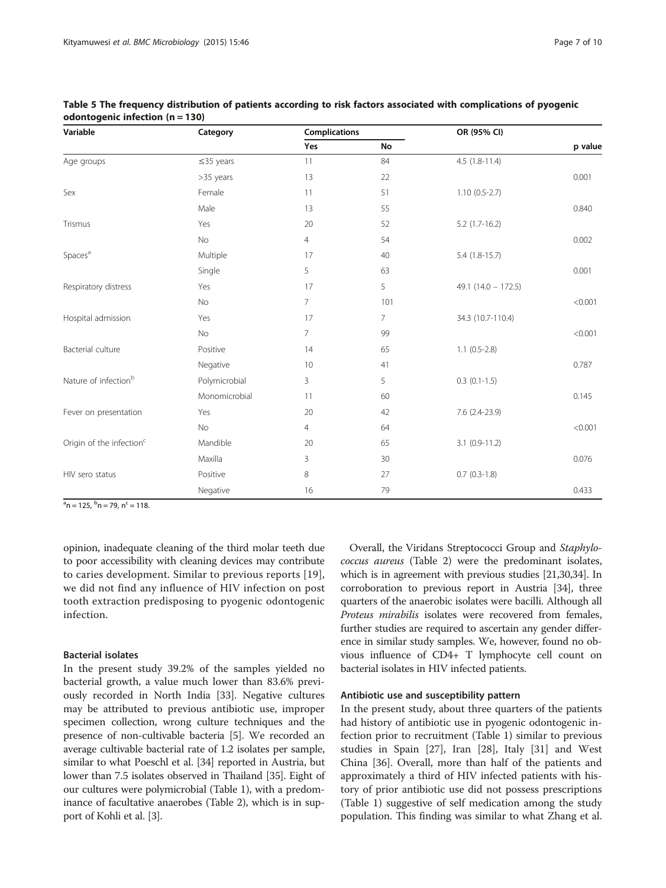**Table 5 The frequency distribution of patients according to risk factors associated with complications of pyogenic odontogenic infection (n = 130)**

| Variable | Category | Complications | | OR (95% CI) | |
|---|---|---|---|---|---|
| | | Yes | No | | p value |
| Age groups | ≤35 years | 11 | 84 | 4.5 (1.8-11.4) | |
| | >35 years | 13 | 22 | | 0.001 |
| Sex | Female | 11 | 51 | 1.10 (0.5-2.7) | |
| | Male | 13 | 55 | | 0.840 |
| Trismus | Yes | 20 | 52 | 5.2 (1.7-16.2) | |
| | No | 4 | 54 | | 0.002 |
| Spaces[a] | Multiple | 17 | 40 | 5.4 (1.8-15.7) | |
| | Single | 5 | 63 | | 0.001 |
| Respiratory distress | Yes | 17 | 5 | 49.1 (14.0 – 172.5) | |
| | No | 7 | 101 | | <0.001 |
| Hospital admission | Yes | 17 | 7 | 34.3 (10.7-110.4) | |
| | No | 7 | 99 | | <0.001 |
| Bacterial culture | Positive | 14 | 65 | 1.1 (0.5-2.8) | |
| | Negative | 10 | 41 | | 0.787 |
| Nature of infection[b] | Polymicrobial | 3 | 5 | 0.3 (0.1-1.5) | |
| | Monomicrobial | 11 | 60 | | 0.145 |
| Fever on presentation | Yes | 20 | 42 | 7.6 (2.4-23.9) | |
| | No | 4 | 64 | | <0.001 |
| Origin of the infection[c] | Mandible | 20 | 65 | 3.1 (0.9-11.2) | |
| | Maxilla | 3 | 30 | | 0.076 |
| HIV sero status | Positive | 8 | 27 | 0.7 (0.3-1.8) | |
| | Negative | 16 | 79 | | 0.433 |

[a]n = 125, [b]n = 79, n[c] = 118.

opinion, inadequate cleaning of the third molar teeth due to poor accessibility with cleaning devices may contribute to caries development. Similar to previous reports [19], we did not find any influence of HIV infection on post tooth extraction predisposing to pyogenic odontogenic infection.

### Bacterial isolates

In the present study 39.2% of the samples yielded no bacterial growth, a value much lower than 83.6% previously recorded in North India [33]. Negative cultures may be attributed to previous antibiotic use, improper specimen collection, wrong culture techniques and the presence of non-cultivable bacteria [5]. We recorded an average cultivable bacterial rate of 1.2 isolates per sample, similar to what Poeschl et al. [34] reported in Austria, but lower than 7.5 isolates observed in Thailand [35]. Eight of our cultures were polymicrobial (Table 1), with a predominance of facultative anaerobes (Table 2), which is in support of Kohli et al. [3].

Overall, the Viridans Streptococci Group and *Staphylococcus aureus* (Table 2) were the predominant isolates, which is in agreement with previous studies [21,30,34]. In corroboration to previous report in Austria [34], three quarters of the anaerobic isolates were bacilli. Although all *Proteus mirabilis* isolates were recovered from females, further studies are required to ascertain any gender difference in similar study samples. We, however, found no obvious influence of CD4+ T lymphocyte cell count on bacterial isolates in HIV infected patients.

### Antibiotic use and susceptibility pattern

In the present study, about three quarters of the patients had history of antibiotic use in pyogenic odontogenic infection prior to recruitment (Table 1) similar to previous studies in Spain [27], Iran [28], Italy [31] and West China [36]. Overall, more than half of the patients and approximately a third of HIV infected patients with history of prior antibiotic use did not possess prescriptions (Table 1) suggestive of self medication among the study population. This finding was similar to what Zhang et al.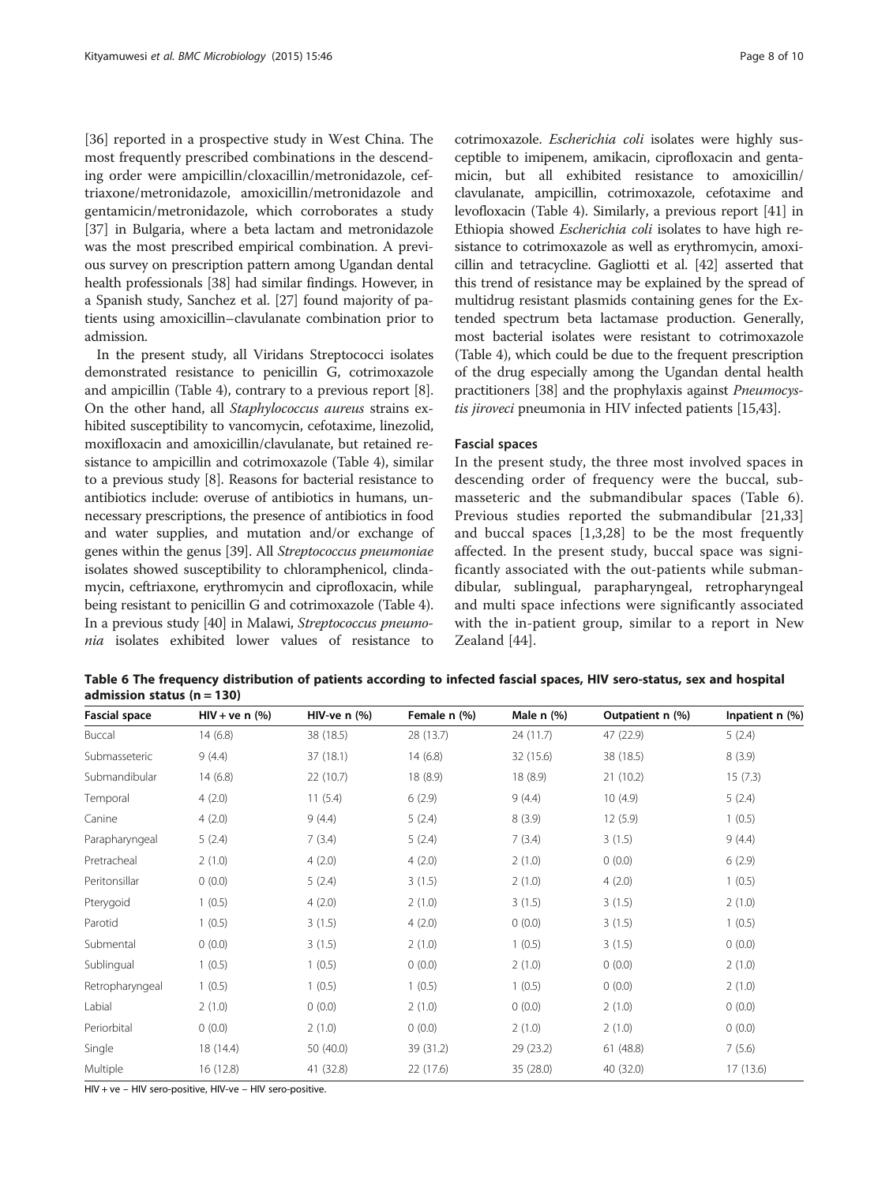[36] reported in a prospective study in West China. The most frequently prescribed combinations in the descending order were ampicillin/cloxacillin/metronidazole, ceftriaxone/metronidazole, amoxicillin/metronidazole and gentamicin/metronidazole, which corroborates a study [37] in Bulgaria, where a beta lactam and metronidazole was the most prescribed empirical combination. A previous survey on prescription pattern among Ugandan dental health professionals [38] had similar findings. However, in a Spanish study, Sanchez et al. [27] found majority of patients using amoxicillin–clavulanate combination prior to admission.

In the present study, all Viridans Streptococci isolates demonstrated resistance to penicillin G, cotrimoxazole and ampicillin (Table 4), contrary to a previous report [8]. On the other hand, all *Staphylococcus aureus* strains exhibited susceptibility to vancomycin, cefotaxime, linezolid, moxifloxacin and amoxicillin/clavulanate, but retained resistance to ampicillin and cotrimoxazole (Table 4), similar to a previous study [8]. Reasons for bacterial resistance to antibiotics include: overuse of antibiotics in humans, unnecessary prescriptions, the presence of antibiotics in food and water supplies, and mutation and/or exchange of genes within the genus [39]. All *Streptococcus pneumoniae* isolates showed susceptibility to chloramphenicol, clindamycin, ceftriaxone, erythromycin and ciprofloxacin, while being resistant to penicillin G and cotrimoxazole (Table 4). In a previous study [40] in Malawi, *Streptococcus pneumonia* isolates exhibited lower values of resistance to cotrimoxazole. *Escherichia coli* isolates were highly susceptible to imipenem, amikacin, ciprofloxacin and gentamicin, but all exhibited resistance to amoxicillin/clavulanate, ampicillin, cotrimoxazole, cefotaxime and levofloxacin (Table 4). Similarly, a previous report [41] in Ethiopia showed *Escherichia coli* isolates to have high resistance to cotrimoxazole as well as erythromycin, amoxicillin and tetracycline. Gagliotti et al. [42] asserted that this trend of resistance may be explained by the spread of multidrug resistant plasmids containing genes for the Extended spectrum beta lactamase production. Generally, most bacterial isolates were resistant to cotrimoxazole (Table 4), which could be due to the frequent prescription of the drug especially among the Ugandan dental health practitioners [38] and the prophylaxis against *Pneumocystis jiroveci* pneumonia in HIV infected patients [15,43].

### Fascial spaces

In the present study, the three most involved spaces in descending order of frequency were the buccal, submasseteric and the submandibular spaces (Table 6). Previous studies reported the submandibular [21,33] and buccal spaces [1,3,28] to be the most frequently affected. In the present study, buccal space was significantly associated with the out-patients while submandibular, sublingual, parapharyngeal, retropharyngeal and multi space infections were significantly associated with the in-patient group, similar to a report in New Zealand [44].

**Table 6 The frequency distribution of patients according to infected fascial spaces, HIV sero-status, sex and hospital admission status (n = 130)**

| Fascial space | HIV + ve n (%) | HIV-ve n (%) | Female n (%) | Male n (%) | Outpatient n (%) | Inpatient n (%) |
|---|---|---|---|---|---|---|
| Buccal | 14 (6.8) | 38 (18.5) | 28 (13.7) | 24 (11.7) | 47 (22.9) | 5 (2.4) |
| Submasseteric | 9 (4.4) | 37 (18.1) | 14 (6.8) | 32 (15.6) | 38 (18.5) | 8 (3.9) |
| Submandibular | 14 (6.8) | 22 (10.7) | 18 (8.9) | 18 (8.9) | 21 (10.2) | 15 (7.3) |
| Temporal | 4 (2.0) | 11 (5.4) | 6 (2.9) | 9 (4.4) | 10 (4.9) | 5 (2.4) |
| Canine | 4 (2.0) | 9 (4.4) | 5 (2.4) | 8 (3.9) | 12 (5.9) | 1 (0.5) |
| Parapharyngeal | 5 (2.4) | 7 (3.4) | 5 (2.4) | 7 (3.4) | 3 (1.5) | 9 (4.4) |
| Pretracheal | 2 (1.0) | 4 (2.0) | 4 (2.0) | 2 (1.0) | 0 (0.0) | 6 (2.9) |
| Peritonsillar | 0 (0.0) | 5 (2.4) | 3 (1.5) | 2 (1.0) | 4 (2.0) | 1 (0.5) |
| Pterygoid | 1 (0.5) | 4 (2.0) | 2 (1.0) | 3 (1.5) | 3 (1.5) | 2 (1.0) |
| Parotid | 1 (0.5) | 3 (1.5) | 4 (2.0) | 0 (0.0) | 3 (1.5) | 1 (0.5) |
| Submental | 0 (0.0) | 3 (1.5) | 2 (1.0) | 1 (0.5) | 3 (1.5) | 0 (0.0) |
| Sublingual | 1 (0.5) | 1 (0.5) | 0 (0.0) | 2 (1.0) | 0 (0.0) | 2 (1.0) |
| Retropharyngeal | 1 (0.5) | 1 (0.5) | 1 (0.5) | 1 (0.5) | 0 (0.0) | 2 (1.0) |
| Labial | 2 (1.0) | 0 (0.0) | 2 (1.0) | 0 (0.0) | 2 (1.0) | 0 (0.0) |
| Periorbital | 0 (0.0) | 2 (1.0) | 0 (0.0) | 2 (1.0) | 2 (1.0) | 0 (0.0) |
| Single | 18 (14.4) | 50 (40.0) | 39 (31.2) | 29 (23.2) | 61 (48.8) | 7 (5.6) |
| Multiple | 16 (12.8) | 41 (32.8) | 22 (17.6) | 35 (28.0) | 40 (32.0) | 17 (13.6) |

HIV + ve – HIV sero-positive, HIV-ve – HIV sero-positive.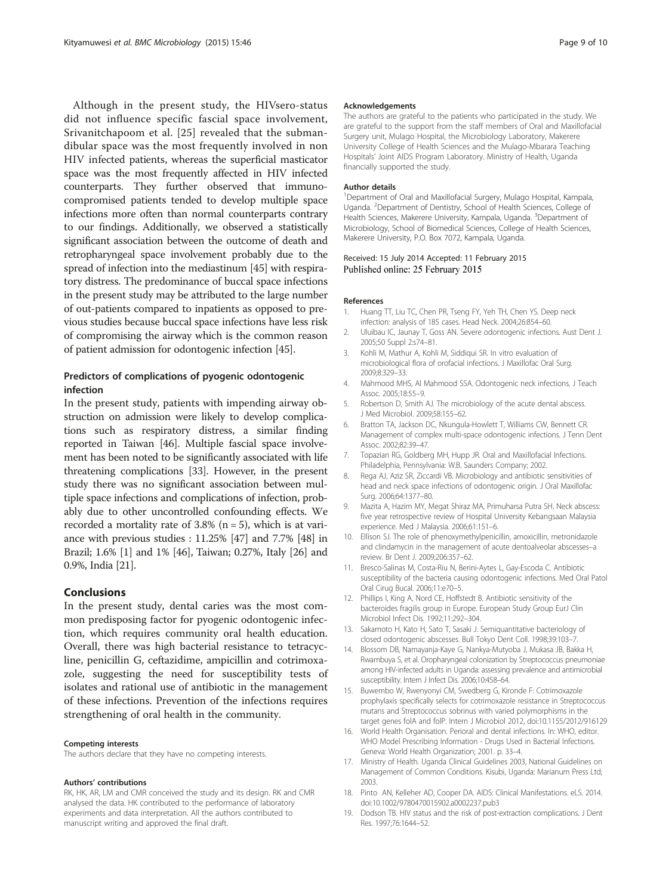Although in the present study, the HIVsero-status did not influence specific fascial space involvement, Srivanitchapoom et al. [25] revealed that the submandibular space was the most frequently involved in non HIV infected patients, whereas the superficial masticator space was the most frequently affected in HIV infected counterparts. They further observed that immunocompromised patients tended to develop multiple space infections more often than normal counterparts contrary to our findings. Additionally, we observed a statistically significant association between the outcome of death and retropharyngeal space involvement probably due to the spread of infection into the mediastinum [45] with respiratory distress. The predominance of buccal space infections in the present study may be attributed to the large number of out-patients compared to inpatients as opposed to previous studies because buccal space infections have less risk of compromising the airway which is the common reason of patient admission for odontogenic infection [45].

### Predictors of complications of pyogenic odontogenic infection

In the present study, patients with impending airway obstruction on admission were likely to develop complications such as respiratory distress, a similar finding reported in Taiwan [46]. Multiple fascial space involvement has been noted to be significantly associated with life threatening complications [33]. However, in the present study there was no significant association between multiple space infections and complications of infection, probably due to other uncontrolled confounding effects. We recorded a mortality rate of 3.8% (n = 5), which is at variance with previous studies : 11.25% [47] and 7.7% [48] in Brazil; 1.6% [1] and 1% [46], Taiwan; 0.27%, Italy [26] and 0.9%, India [21].

## Conclusions

In the present study, dental caries was the most common predisposing factor for pyogenic odontogenic infection, which requires community oral health education. Overall, there was high bacterial resistance to tetracycline, penicillin G, ceftazidime, ampicillin and cotrimoxazole, suggesting the need for susceptibility tests of isolates and rational use of antibiotic in the management of these infections. Prevention of the infections requires strengthening of oral health in the community.

#### Competing interests

The authors declare that they have no competing interests.

#### Authors' contributions

RK, HK, AR, LM and CMR conceived the study and its design. RK and CMR analysed the data. HK contributed to the performance of laboratory experiments and data interpretation. All the authors contributed to manuscript writing and approved the final draft.

#### Acknowledgements

The authors are grateful to the patients who participated in the study. We are grateful to the support from the staff members of Oral and Maxillofacial Surgery unit, Mulago Hospital, the Microbiology Laboratory, Makerere University College of Health Sciences and the Mulago-Mbarara Teaching Hospitals' Joint AIDS Program Laboratory. Ministry of Health, Uganda financially supported the study.

#### Author details

[1]Department of Oral and Maxillofacial Surgery, Mulago Hospital, Kampala, Uganda. [2]Department of Dentistry, School of Health Sciences, College of Health Sciences, Makerere University, Kampala, Uganda. [3]Department of Microbiology, School of Biomedical Sciences, College of Health Sciences, Makerere University, P.O. Box 7072, Kampala, Uganda.

Received: 15 July 2014 Accepted: 11 February 2015
Published online: 25 February 2015

#### References

1. Huang TT, Liu TC, Chen PR, Tseng FY, Yeh TH, Chen YS. Deep neck infection: analysis of 185 cases. Head Neck. 2004;26:854–60.
2. Uluibau IC, Jaunay T, Goss AN. Severe odontogenic infections. Aust Dent J. 2005;50 Suppl 2:s74–81.
3. Kohli M, Mathur A, Kohli M, Siddiqui SR. In vitro evaluation of microbiological flora of orofacial infections. J Maxillofac Oral Surg. 2009;8:329–33.
4. Mahmood MHS, Al Mahmood SSA. Odontogenic neck infections. J Teach Assoc. 2005;18:55–9.
5. Robertson D, Smith AJ. The microbiology of the acute dental abscess. J Med Microbiol. 2009;58:155–62.
6. Bratton TA, Jackson DC, Nkungula-Howlett T, Williams CW, Bennett CR. Management of complex multi-space odontogenic infections. J Tenn Dent Assoc. 2002;82:39–47.
7. Topazian RG, Goldberg MH, Hupp JR. Oral and Maxillofacial Infections. Philadelphia, Pennsylvania: W.B. Saunders Company; 2002.
8. Rega AJ, Aziz SR, Ziccardi VB. Microbiology and antibiotic sensitivities of head and neck space infections of odontogenic origin. J Oral Maxillofac Surg. 2006;64:1377–80.
9. Mazita A, Hazim MY, Megat Shiraz MA, Primuharsa Putra SH. Neck abscess: five year retrospective review of Hospital University Kebangsaan Malaysia experience. Med J Malaysia. 2006;61:151–6.
10. Ellison SJ. The role of phenoxymethylpenicillin, amoxicillin, metronidazole and clindamycin in the management of acute dentoalveolar abscesses–a review. Br Dent J. 2009;206:357–62.
11. Bresco-Salinas M, Costa-Riu N, Berini-Aytes L, Gay-Escoda C. Antibiotic susceptibility of the bacteria causing odontogenic infections. Med Oral Patol Oral Cirug Bucal. 2006;11:e70–5.
12. Phillips I, King A, Nord CE, Hoffstedt B. Antibiotic sensitivity of the bacteroides fragilis group in Europe. European Study Group EurJ Clin Microbiol Infect Dis. 1992;11:292–304.
13. Sakamoto H, Kato H, Sato T, Sasaki J. Semiquantitative bacteriology of closed odontogenic abscesses. Bull Tokyo Dent Coll. 1998;39:103–7.
14. Blossom DB, Namayanja-Kaye G, Nankya-Mutyoba J, Mukasa JB, Bakka H, Rwambuya S, et al. Oropharyngeal colonization by Streptococcus pneumoniae among HIV-infected adults in Uganda: assessing prevalence and antimicrobial susceptibility. Intern J Infect Dis. 2006;10:458–64.
15. Buwembo W, Rwenyonyi CM, Swedberg G, Kironde F: Cotrimoxazole prophylaxis specifically selects for cotrimoxazole resistance in Streptococcus mutans and Streptococcus sobrinus with varied polymorphisms in the target genes folA and folP. Intern J Microbiol 2012, doi:10.1155/2012/916129
16. World Health Organisation. Perioral and dental infections. In: WHO, editor. WHO Model Prescribing Information - Drugs Used in Bacterial Infections. Geneva: World Health Organization; 2001. p. 33–4.
17. Ministry of Health. Uganda Clinical Guidelines 2003, National Guidelines on Management of Common Conditions. Kisubi, Uganda: Marianum Press Ltd; 2003.
18. Pinto AN, Kelleher AD, Cooper DA. AIDS: Clinical Manifestations. eLS. 2014. doi:10.1002/9780470015902.a0002237.pub3
19. Dodson TB. HIV status and the risk of post-extraction complications. J Dent Res. 1997;76:1644–52.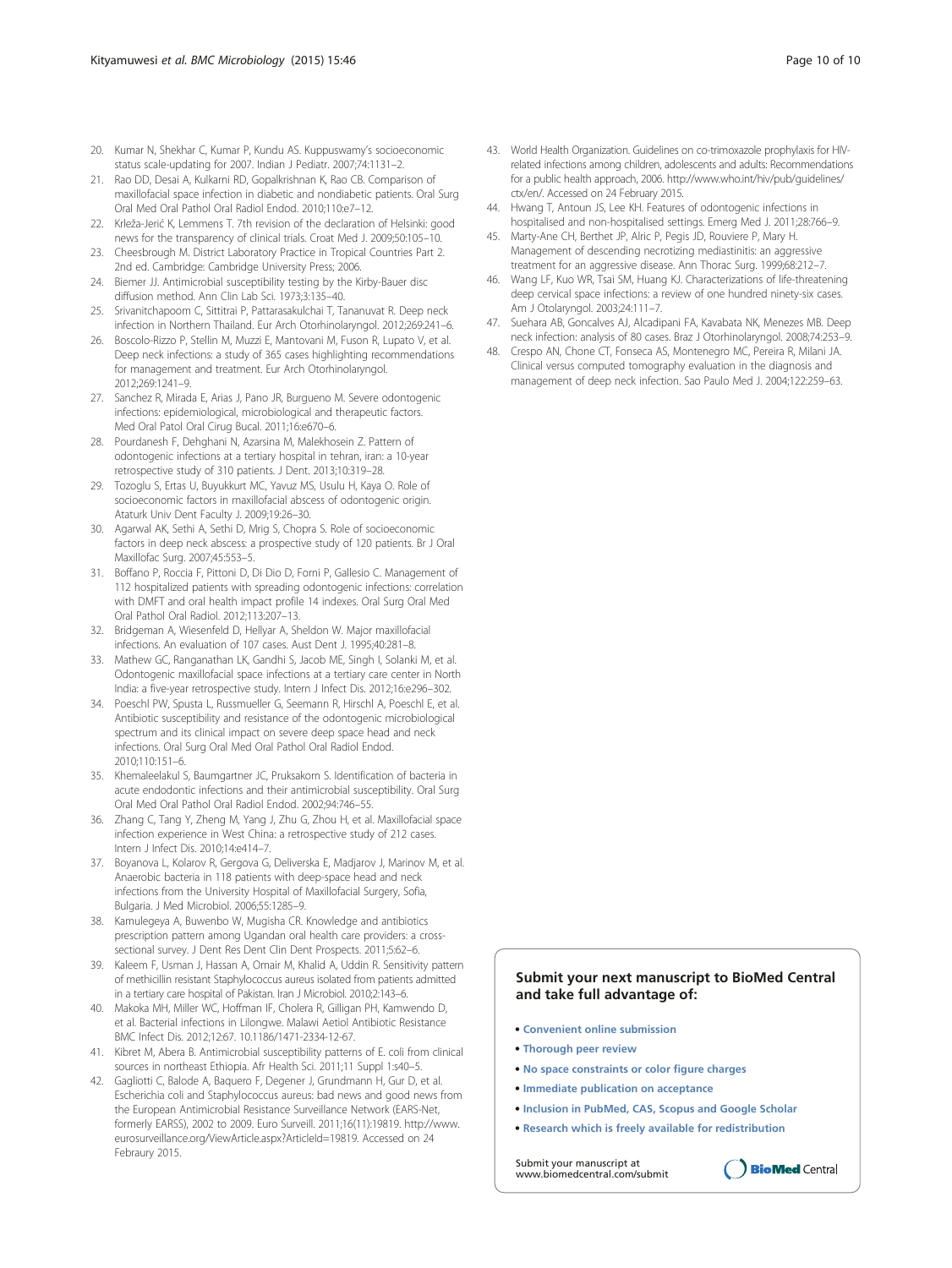20. Kumar N, Shekhar C, Kumar P, Kundu AS. Kuppuswamy's socioeconomic status scale-updating for 2007. Indian J Pediatr. 2007;74:1131–2.
21. Rao DD, Desai A, Kulkarni RD, Gopalkrishnan K, Rao CB. Comparison of maxillofacial space infection in diabetic and nondiabetic patients. Oral Surg Oral Med Oral Pathol Oral Radiol Endod. 2010;110:e7–12.
22. Krleža-Jerić K, Lemmens T. 7th revision of the declaration of Helsinki: good news for the transparency of clinical trials. Croat Med J. 2009;50:105–10.
23. Cheesbrough M. District Laboratory Practice in Tropical Countries Part 2. 2nd ed. Cambridge: Cambridge University Press; 2006.
24. Biemer JJ. Antimicrobial susceptibility testing by the Kirby-Bauer disc diffusion method. Ann Clin Lab Sci. 1973;3:135–40.
25. Srivanitchapoom C, Sittitrai P, Pattarasakulchai T, Tananuvat R. Deep neck infection in Northern Thailand. Eur Arch Otorhinolaryngol. 2012;269:241–6.
26. Boscolo-Rizzo P, Stellin M, Muzzi E, Mantovani M, Fuson R, Lupato V, et al. Deep neck infections: a study of 365 cases highlighting recommendations for management and treatment. Eur Arch Otorhinolaryngol. 2012;269:1241–9.
27. Sanchez R, Mirada E, Arias J, Pano JR, Burgueno M. Severe odontogenic infections: epidemiological, microbiological and therapeutic factors. Med Oral Patol Oral Cirug Bucal. 2011;16:e670–6.
28. Pourdanesh F, Dehghani N, Azarsina M, Malekhosein Z. Pattern of odontogenic infections at a tertiary hospital in tehran, iran: a 10-year retrospective study of 310 patients. J Dent. 2013;10:319–28.
29. Tozoglu S, Ertas U, Buyukkurt MC, Yavuz MS, Usulu H, Kaya O. Role of socioeconomic factors in maxillofacial abscess of odontogenic origin. Ataturk Univ Dent Faculty J. 2009;19:26–30.
30. Agarwal AK, Sethi A, Sethi D, Mrig S, Chopra S. Role of socioeconomic factors in deep neck abscess: a prospective study of 120 patients. Br J Oral Maxillofac Surg. 2007;45:553–5.
31. Boffano P, Roccia F, Pittoni D, Di Dio D, Forni P, Gallesio C. Management of 112 hospitalized patients with spreading odontogenic infections: correlation with DMFT and oral health impact profile 14 indexes. Oral Surg Oral Med Oral Pathol Oral Radiol. 2012;113:207–13.
32. Bridgeman A, Wiesenfeld D, Hellyar A, Sheldon W. Major maxillofacial infections. An evaluation of 107 cases. Aust Dent J. 1995;40:281–8.
33. Mathew GC, Ranganathan LK, Gandhi S, Jacob ME, Singh I, Solanki M, et al. Odontogenic maxillofacial space infections at a tertiary care center in North India: a five-year retrospective study. Intern J Infect Dis. 2012;16:e296–302.
34. Poeschl PW, Spusta L, Russmueller G, Seemann R, Hirschl A, Poeschl E, et al. Antibiotic susceptibility and resistance of the odontogenic microbiological spectrum and its clinical impact on severe deep space head and neck infections. Oral Surg Oral Med Oral Pathol Oral Radiol Endod. 2010;110:151–6.
35. Khemaleelakul S, Baumgartner JC, Pruksakorn S. Identification of bacteria in acute endodontic infections and their antimicrobial susceptibility. Oral Surg Oral Med Oral Pathol Oral Radiol Endod. 2002;94:746–55.
36. Zhang C, Tang Y, Zheng M, Yang J, Zhu G, Zhou H, et al. Maxillofacial space infection experience in West China: a retrospective study of 212 cases. Intern J Infect Dis. 2010;14:e414–7.
37. Boyanova L, Kolarov R, Gergova G, Deliverska E, Madjarov J, Marinov M, et al. Anaerobic bacteria in 118 patients with deep-space head and neck infections from the University Hospital of Maxillofacial Surgery, Sofia, Bulgaria. J Med Microbiol. 2006;55:1285–9.
38. Kamulegeya A, Buwenbo W, Mugisha CR. Knowledge and antibiotics prescription pattern among Ugandan oral health care providers: a cross-sectional survey. J Dent Res Dent Clin Dent Prospects. 2011;5:62–6.
39. Kaleem F, Usman J, Hassan A, Omair M, Khalid A, Uddin R. Sensitivity pattern of methicillin resistant Staphylococcus aureus isolated from patients admitted in a tertiary care hospital of Pakistan. Iran J Microbiol. 2010;2:143–6.
40. Makoka MH, Miller WC, Hoffman IF, Cholera R, Gilligan PH, Kamwendo D, et al. Bacterial infections in Lilongwe. Malawi Aetiol Antibiotic Resistance BMC Infect Dis. 2012;12:67. 10.1186/1471-2334-12-67.
41. Kibret M, Abera B. Antimicrobial susceptibility patterns of E. coli from clinical sources in northeast Ethiopia. Afr Health Sci. 2011;11 Suppl 1:s40–5.
42. Gagliotti C, Balode A, Baquero F, Degener J, Grundmann H, Gur D, et al. Escherichia coli and Staphylococcus aureus: bad news and good news from the European Antimicrobial Resistance Surveillance Network (EARS-Net, formerly EARSS), 2002 to 2009. Euro Surveill. 2011;16(11):19819. http://www.eurosurveillance.org/ViewArticle.aspx?ArticleId=19819. Accessed on 24 Febraury 2015.
43. World Health Organization. Guidelines on co-trimoxazole prophylaxis for HIV-related infections among children, adolescents and adults: Recommendations for a public health approach, 2006. http://www.who.int/hiv/pub/guidelines/ctx/en/. Accessed on 24 February 2015.
44. Hwang T, Antoun JS, Lee KH. Features of odontogenic infections in hospitalised and non-hospitalised settings. Emerg Med J. 2011;28:766–9.
45. Marty-Ane CH, Berthet JP, Alric P, Pegis JD, Rouviere P, Mary H. Management of descending necrotizing mediastinitis: an aggressive treatment for an aggressive disease. Ann Thorac Surg. 1999;68:212–7.
46. Wang LF, Kuo WR, Tsai SM, Huang KJ. Characterizations of life-threatening deep cervical space infections: a review of one hundred ninety-six cases. Am J Otolaryngol. 2003;24:111–7.
47. Suehara AB, Goncalves AJ, Alcadipani FA, Kavabata NK, Menezes MB. Deep neck infection: analysis of 80 cases. Braz J Otorhinolaryngol. 2008;74:253–9.
48. Crespo AN, Chone CT, Fonseca AS, Montenegro MC, Pereira R, Milani JA. Clinical versus computed tomography evaluation in the diagnosis and management of deep neck infection. Sao Paulo Med J. 2004;122:259–63.